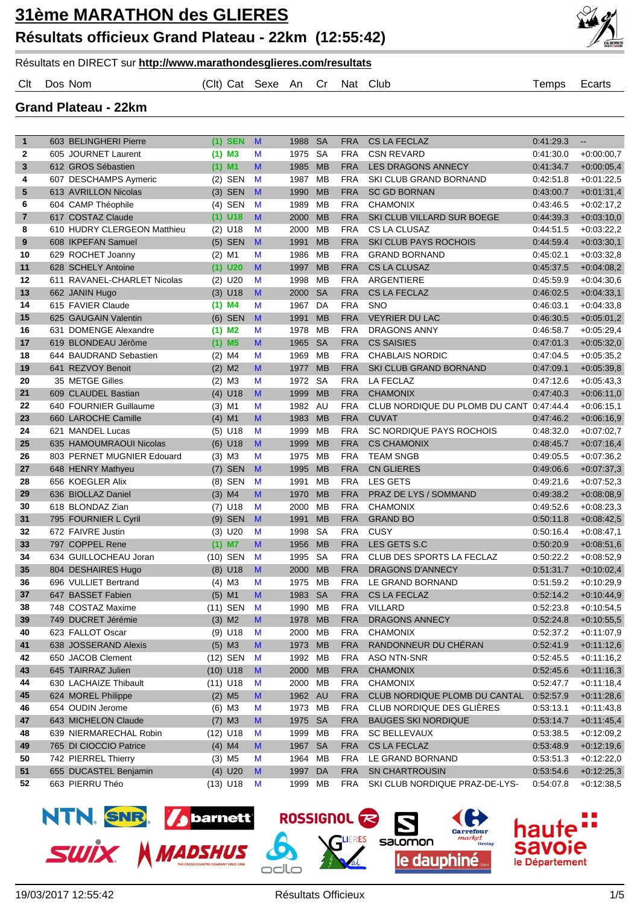# 31ème MARATHON des GLIERES

## Résultats officieux Grand Plateau - 22km (12:55:42)

Résultats en DIRECT sur **http://www.marathondesglieres.com/resultats**

### Grand Plateau - 22km

| Clt | Dos | Nom | (Clt) | Cat | Sexe | An | Cr | Nat | Club | Temps | Ecarts |
|---|---|---|---|---|---|---|---|---|---|---|---|
| 1 | 603 | BELINGHERI Pierre | (1) | SEN | M | 1988 | SA | FRA | CS LA FECLAZ | 0:41:29.3 | -- |
| 2 | 605 | JOURNET Laurent | (1) | M3 | M | 1975 | SA | FRA | CSN REVARD | 0:41:30.0 | +0:00:00,7 |
| 3 | 612 | GROS Sébastien | (1) | M1 | M | 1985 | MB | FRA | LES DRAGONS ANNECY | 0:41:34.7 | +0:00:05,4 |
| 4 | 607 | DESCHAMPS Aymeric | (2) | SEN | M | 1987 | MB | FRA | SKI CLUB GRAND BORNAND | 0:42:51.8 | +0:01:22,5 |
| 5 | 613 | AVRILLON Nicolas | (3) | SEN | M | 1990 | MB | FRA | SC GD BORNAN | 0:43:00.7 | +0:01:31,4 |
| 6 | 604 | CAMP Théophile | (4) | SEN | M | 1989 | MB | FRA | CHAMONIX | 0:43:46.5 | +0:02:17,2 |
| 7 | 617 | COSTAZ Claude | (1) | U18 | M | 2000 | MB | FRA | SKI CLUB VILLARD SUR BOEGE | 0:44:39.3 | +0:03:10,0 |
| 8 | 610 | HUDRY CLERGEON Matthieu | (2) | U18 | M | 2000 | MB | FRA | CS LA CLUSAZ | 0:44:51.5 | +0:03:22,2 |
| 9 | 608 | IKPEFAN Samuel | (5) | SEN | M | 1991 | MB | FRA | SKI CLUB PAYS ROCHOIS | 0:44:59.4 | +0:03:30,1 |
| 10 | 629 | ROCHET Joanny | (2) | M1 | M | 1986 | MB | FRA | GRAND BORNAND | 0:45:02.1 | +0:03:32,8 |
| 11 | 628 | SCHELY Antoine | (1) | U20 | M | 1997 | MB | FRA | CS LA CLUSAZ | 0:45:37.5 | +0:04:08,2 |
| 12 | 611 | RAVANEL-CHARLET Nicolas | (2) | U20 | M | 1998 | MB | FRA | ARGENTIERE | 0:45:59.9 | +0:04:30,6 |
| 13 | 662 | JANIN Hugo | (3) | U18 | M | 2000 | SA | FRA | CS LA FECLAZ | 0:46:02.5 | +0:04:33,1 |
| 14 | 615 | FAVIER Claude | (1) | M4 | M | 1967 | DA | FRA | SNO | 0:46:03.1 | +0:04:33,8 |
| 15 | 625 | GAUGAIN Valentin | (6) | SEN | M | 1991 | MB | FRA | VEYRIER DU LAC | 0:46:30.5 | +0:05:01,2 |
| 16 | 631 | DOMENGE Alexandre | (1) | M2 | M | 1978 | MB | FRA | DRAGONS ANNY | 0:46:58.7 | +0:05:29,4 |
| 17 | 619 | BLONDEAU Jérôme | (1) | M5 | M | 1965 | SA | FRA | CS SAISIES | 0:47:01.3 | +0:05:32,0 |
| 18 | 644 | BAUDRAND Sebastien | (2) | M4 | M | 1969 | MB | FRA | CHABLAIS NORDIC | 0:47:04.5 | +0:05:35,2 |
| 19 | 641 | REZVOY Benoit | (2) | M2 | M | 1977 | MB | FRA | SKI CLUB GRAND BORNAND | 0:47:09.1 | +0:05:39,8 |
| 20 | 35 | METGE Gilles | (2) | M3 | M | 1972 | SA | FRA | LA FECLAZ | 0:47:12.6 | +0:05:43,3 |
| 21 | 609 | CLAUDEL Bastian | (4) | U18 | M | 1999 | MB | FRA | CHAMONIX | 0:47:40.3 | +0:06:11,0 |
| 22 | 640 | FOURNIER Guillaume | (3) | M1 | M | 1982 | AU | FRA | CLUB NORDIQUE DU PLOMB DU CANT | 0:47:44.4 | +0:06:15,1 |
| 23 | 660 | LAROCHE Camille | (4) | M1 | M | 1983 | MB | FRA | CUVAT | 0:47:46.2 | +0:06:16,9 |
| 24 | 621 | MANDEL Lucas | (5) | U18 | M | 1999 | MB | FRA | SC NORDIQUE PAYS ROCHOIS | 0:48:32.0 | +0:07:02,7 |
| 25 | 635 | HAMOUMRAOUI Nicolas | (6) | U18 | M | 1999 | MB | FRA | CS CHAMONIX | 0:48:45.7 | +0:07:16,4 |
| 26 | 803 | PERNET MUGNIER Edouard | (3) | M3 | M | 1975 | MB | FRA | TEAM SNGB | 0:49:05.5 | +0:07:36,2 |
| 27 | 648 | HENRY Mathyeu | (7) | SEN | M | 1995 | MB | FRA | CN GLIERES | 0:49:06.6 | +0:07:37,3 |
| 28 | 656 | KOEGLER Alix | (8) | SEN | M | 1991 | MB | FRA | LES GETS | 0:49:21.6 | +0:07:52,3 |
| 29 | 636 | BIOLLAZ Daniel | (3) | M4 | M | 1970 | MB | FRA | PRAZ DE LYS / SOMMAND | 0:49:38.2 | +0:08:08,9 |
| 30 | 618 | BLONDAZ Zian | (7) | U18 | M | 2000 | MB | FRA | CHAMONIX | 0:49:52.6 | +0:08:23,3 |
| 31 | 795 | FOURNIER L Cyril | (9) | SEN | M | 1991 | MB | FRA | GRAND BO | 0:50:11.8 | +0:08:42,5 |
| 32 | 672 | FAIVRE Justin | (3) | U20 | M | 1998 | SA | FRA | CUSY | 0:50:16.4 | +0:08:47,1 |
| 33 | 797 | COPPEL Rene | (1) | M7 | M | 1956 | MB | FRA | LES GETS S.C | 0:50:20.9 | +0:08:51,6 |
| 34 | 634 | GUILLOCHEAU Joran | (10) | SEN | M | 1995 | SA | FRA | CLUB DES SPORTS LA FECLAZ | 0:50:22.2 | +0:08:52,9 |
| 35 | 804 | DESHAIRES Hugo | (8) | U18 | M | 2000 | MB | FRA | DRAGONS D'ANNECY | 0:51:31.7 | +0:10:02,4 |
| 36 | 696 | VULLIET Bertrand | (4) | M3 | M | 1975 | MB | FRA | LE GRAND BORNAND | 0:51:59.2 | +0:10:29,9 |
| 37 | 647 | BASSET Fabien | (5) | M1 | M | 1983 | SA | FRA | CS LA FECLAZ | 0:52:14.2 | +0:10:44,9 |
| 38 | 748 | COSTAZ Maxime | (11) | SEN | M | 1990 | MB | FRA | VILLARD | 0:52:23.8 | +0:10:54,5 |
| 39 | 749 | DUCRET Jérémie | (3) | M2 | M | 1978 | MB | FRA | DRAGONS ANNECY | 0:52:24.8 | +0:10:55,5 |
| 40 | 623 | FALLOT Oscar | (9) | U18 | M | 2000 | MB | FRA | CHAMONIX | 0:52:37.2 | +0:11:07,9 |
| 41 | 638 | JOSSERAND Alexis | (5) | M3 | M | 1973 | MB | FRA | RANDONNEUR DU CHÉRAN | 0:52:41.9 | +0:11:12,6 |
| 42 | 650 | JACOB Clement | (12) | SEN | M | 1992 | MB | FRA | ASO NTN-SNR | 0:52:45.5 | +0:11:16,2 |
| 43 | 645 | TAIRRAZ Julien | (10) | U18 | M | 2000 | MB | FRA | CHAMONIX | 0:52:45.6 | +0:11:16,3 |
| 44 | 630 | LACHAIZE Thibault | (11) | U18 | M | 2000 | MB | FRA | CHAMONIX | 0:52:47.7 | +0:11:18,4 |
| 45 | 624 | MOREL Philippe | (2) | M5 | M | 1962 | AU | FRA | CLUB NORDIQUE PLOMB DU CANTAL | 0:52:57.9 | +0:11:28,6 |
| 46 | 654 | OUDIN Jerome | (6) | M3 | M | 1973 | MB | FRA | CLUB NORDIQUE DES GLIÈRES | 0:53:13.1 | +0:11:43,8 |
| 47 | 643 | MICHELON Claude | (7) | M3 | M | 1975 | SA | FRA | BAUGES SKI NORDIQUE | 0:53:14.7 | +0:11:45,4 |
| 48 | 639 | NIERMARECHAL Robin | (12) | U18 | M | 1999 | MB | FRA | SC BELLEVAUX | 0:53:38.5 | +0:12:09,2 |
| 49 | 765 | DI CIOCCIO Patrice | (4) | M4 | M | 1967 | SA | FRA | CS LA FECLAZ | 0:53:48.9 | +0:12:19,6 |
| 50 | 742 | PIERREL Thierry | (3) | M5 | M | 1964 | MB | FRA | LE GRAND BORNAND | 0:53:51.3 | +0:12:22,0 |
| 51 | 655 | DUCASTEL Benjamin | (4) | U20 | M | 1997 | DA | FRA | SN CHARTROUSIN | 0:53:54.6 | +0:12:25,3 |
| 52 | 663 | PIERRU Théo | (13) | U18 | M | 1999 | MB | FRA | SKI CLUB NORDIQUE PRAZ-DE-LYS- | 0:54:07.8 | +0:12:38,5 |

19/03/2017 12:55:42 — Résultats Officieux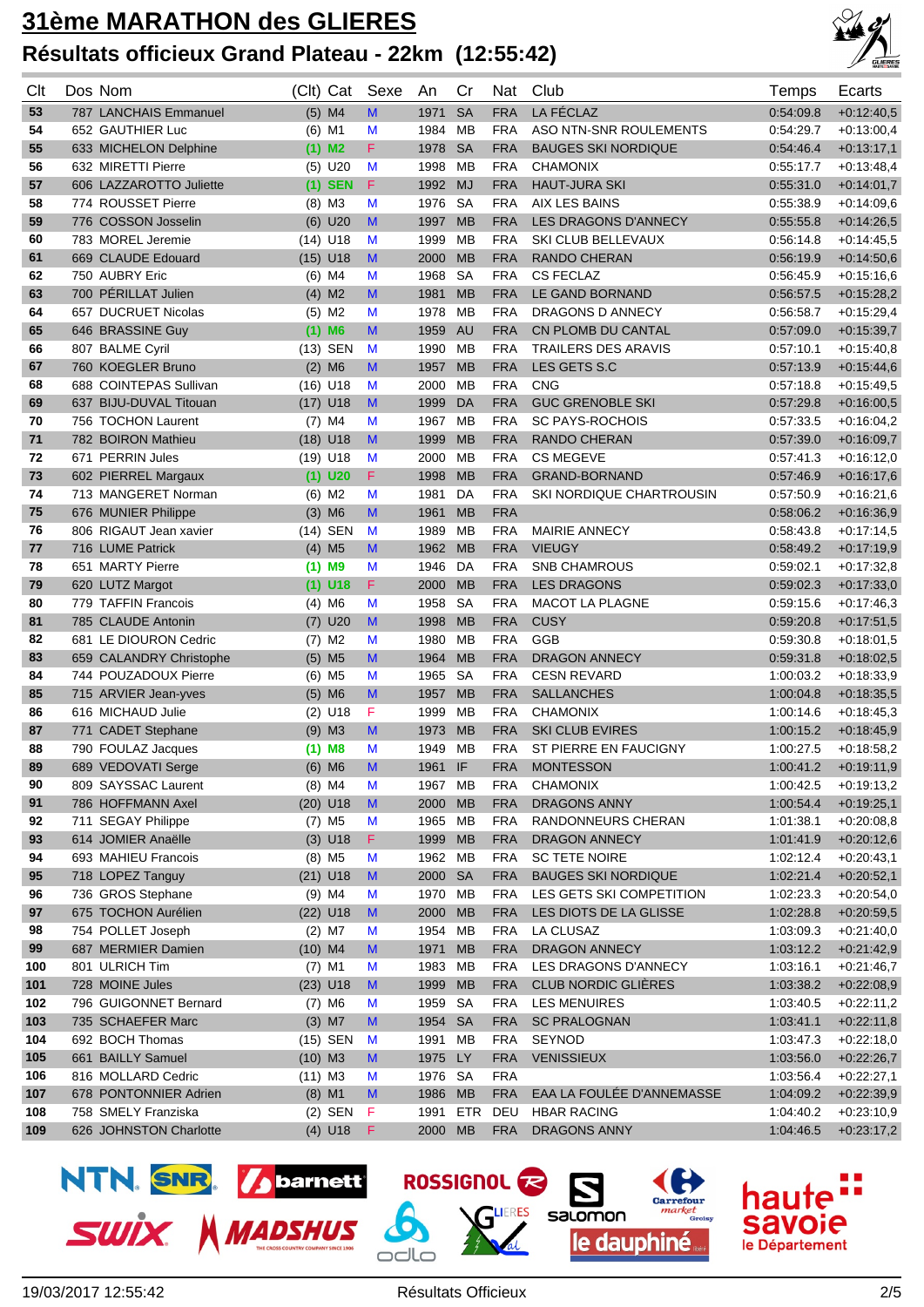# 31ème MARATHON des GLIERES

## Résultats officieux Grand Plateau - 22km (12:55:42)

| Clt | Dos | Nom | (Clt) | Cat | Sexe | An | Cr | Nat | Club | Temps | Ecarts |
|---|---|---|---|---|---|---|---|---|---|---|---|
| 53 | 787 | LANCHAIS Emmanuel | (5) | M4 | M | 1971 | SA | FRA | LA FÉCLAZ | 0:54:09.8 | +0:12:40,5 |
| 54 | 652 | GAUTHIER Luc | (6) | M1 | M | 1984 | MB | FRA | ASO NTN-SNR ROULEMENTS | 0:54:29.7 | +0:13:00,4 |
| 55 | 633 | MICHELON Delphine | (1) | M2 | F | 1978 | SA | FRA | BAUGES SKI NORDIQUE | 0:54:46.4 | +0:13:17,1 |
| 56 | 632 | MIRETTI Pierre | (5) | U20 | M | 1998 | MB | FRA | CHAMONIX | 0:55:17.7 | +0:13:48,4 |
| 57 | 606 | LAZZAROTTO Juliette | (1) | SEN | F | 1992 | MJ | FRA | HAUT-JURA SKI | 0:55:31.0 | +0:14:01,7 |
| 58 | 774 | ROUSSET Pierre | (8) | M3 | M | 1976 | SA | FRA | AIX LES BAINS | 0:55:38.9 | +0:14:09,6 |
| 59 | 776 | COSSON Josselin | (6) | U20 | M | 1997 | MB | FRA | LES DRAGONS D'ANNECY | 0:55:55.8 | +0:14:26,5 |
| 60 | 783 | MOREL Jeremie | (14) | U18 | M | 1999 | MB | FRA | SKI CLUB BELLEVAUX | 0:56:14.8 | +0:14:45,5 |
| 61 | 669 | CLAUDE Edouard | (15) | U18 | M | 2000 | MB | FRA | RANDO CHERAN | 0:56:19.9 | +0:14:50,6 |
| 62 | 750 | AUBRY Eric | (6) | M4 | M | 1968 | SA | FRA | CS FECLAZ | 0:56:45.9 | +0:15:16,6 |
| 63 | 700 | PÉRILLAT Julien | (4) | M2 | M | 1981 | MB | FRA | LE GAND BORNAND | 0:56:57.5 | +0:15:28,2 |
| 64 | 657 | DUCRUET Nicolas | (5) | M2 | M | 1978 | MB | FRA | DRAGONS D ANNECY | 0:56:58.7 | +0:15:29,4 |
| 65 | 646 | BRASSINE Guy | (1) | M6 | M | 1959 | AU | FRA | CN PLOMB DU CANTAL | 0:57:09.0 | +0:15:39,7 |
| 66 | 807 | BALME Cyril | (13) | SEN | M | 1990 | MB | FRA | TRAILERS DES ARAVIS | 0:57:10.1 | +0:15:40,8 |
| 67 | 760 | KOEGLER Bruno | (2) | M6 | M | 1957 | MB | FRA | LES GETS S.C | 0:57:13.9 | +0:15:44,6 |
| 68 | 688 | COINTEPAS Sullivan | (16) | U18 | M | 2000 | MB | FRA | CNG | 0:57:18.8 | +0:15:49,5 |
| 69 | 637 | BIJU-DUVAL Titouan | (17) | U18 | M | 1999 | DA | FRA | GUC GRENOBLE SKI | 0:57:29.8 | +0:16:00,5 |
| 70 | 756 | TOCHON Laurent | (7) | M4 | M | 1967 | MB | FRA | SC PAYS-ROCHOIS | 0:57:33.5 | +0:16:04,2 |
| 71 | 782 | BOIRON Mathieu | (18) | U18 | M | 1999 | MB | FRA | RANDO CHERAN | 0:57:39.0 | +0:16:09,7 |
| 72 | 671 | PERRIN Jules | (19) | U18 | M | 2000 | MB | FRA | CS MEGEVE | 0:57:41.3 | +0:16:12,0 |
| 73 | 602 | PIERREL Margaux | (1) | U20 | F | 1998 | MB | FRA | GRAND-BORNAND | 0:57:46.9 | +0:16:17,6 |
| 74 | 713 | MANGERET Norman | (6) | M2 | M | 1981 | DA | FRA | SKI NORDIQUE CHARTROUSIN | 0:57:50.9 | +0:16:21,6 |
| 75 | 676 | MUNIER Philippe | (3) | M6 | M | 1961 | MB | FRA | | 0:58:06.2 | +0:16:36,9 |
| 76 | 806 | RIGAUT Jean xavier | (14) | SEN | M | 1989 | MB | FRA | MAIRIE ANNECY | 0:58:43.8 | +0:17:14,5 |
| 77 | 716 | LUME Patrick | (4) | M5 | M | 1962 | MB | FRA | VIEUGY | 0:58:49.2 | +0:17:19,9 |
| 78 | 651 | MARTY Pierre | (1) | M9 | M | 1946 | DA | FRA | SNB CHAMROUS | 0:59:02.1 | +0:17:32,8 |
| 79 | 620 | LUTZ Margot | (1) | U18 | F | 2000 | MB | FRA | LES DRAGONS | 0:59:02.3 | +0:17:33,0 |
| 80 | 779 | TAFFIN Francois | (4) | M6 | M | 1958 | SA | FRA | MACOT LA PLAGNE | 0:59:15.6 | +0:17:46,3 |
| 81 | 785 | CLAUDE Antonin | (7) | U20 | M | 1998 | MB | FRA | CUSY | 0:59:20.8 | +0:17:51,5 |
| 82 | 681 | LE DIOURON Cedric | (7) | M2 | M | 1980 | MB | FRA | GGB | 0:59:30.8 | +0:18:01,5 |
| 83 | 659 | CALANDRY Christophe | (5) | M5 | M | 1964 | MB | FRA | DRAGON ANNECY | 0:59:31.8 | +0:18:02,5 |
| 84 | 744 | POUZADOUX Pierre | (6) | M5 | M | 1965 | SA | FRA | CESN REVARD | 1:00:03.2 | +0:18:33,9 |
| 85 | 715 | ARVIER Jean-yves | (5) | M6 | M | 1957 | MB | FRA | SALLANCHES | 1:00:04.8 | +0:18:35,5 |
| 86 | 616 | MICHAUD Julie | (2) | U18 | F | 1999 | MB | FRA | CHAMONIX | 1:00:14.6 | +0:18:45,3 |
| 87 | 771 | CADET Stephane | (9) | M3 | M | 1973 | MB | FRA | SKI CLUB EVIRES | 1:00:15.2 | +0:18:45,9 |
| 88 | 790 | FOULAZ Jacques | (1) | M8 | M | 1949 | MB | FRA | ST PIERRE EN FAUCIGNY | 1:00:27.5 | +0:18:58,2 |
| 89 | 689 | VEDOVATI Serge | (6) | M6 | M | 1961 | IF | FRA | MONTESSON | 1:00:41.2 | +0:19:11,9 |
| 90 | 809 | SAYSSAC Laurent | (8) | M4 | M | 1967 | MB | FRA | CHAMONIX | 1:00:42.5 | +0:19:13,2 |
| 91 | 786 | HOFFMANN Axel | (20) | U18 | M | 2000 | MB | FRA | DRAGONS ANNY | 1:00:54.4 | +0:19:25,1 |
| 92 | 711 | SEGAY Philippe | (7) | M5 | M | 1965 | MB | FRA | RANDONNEURS CHERAN | 1:01:38.1 | +0:20:08,8 |
| 93 | 614 | JOMIER Anaëlle | (3) | U18 | F | 1999 | MB | FRA | DRAGON ANNECY | 1:01:41.9 | +0:20:12,6 |
| 94 | 693 | MAHIEU Francois | (8) | M5 | M | 1962 | MB | FRA | SC TETE NOIRE | 1:02:12.4 | +0:20:43,1 |
| 95 | 718 | LOPEZ Tanguy | (21) | U18 | M | 2000 | SA | FRA | BAUGES SKI NORDIQUE | 1:02:21.4 | +0:20:52,1 |
| 96 | 736 | GROS Stephane | (9) | M4 | M | 1970 | MB | FRA | LES GETS SKI COMPETITION | 1:02:23.3 | +0:20:54,0 |
| 97 | 675 | TOCHON Aurélien | (22) | U18 | M | 2000 | MB | FRA | LES DIOTS DE LA GLISSE | 1:02:28.8 | +0:20:59,5 |
| 98 | 754 | POLLET Joseph | (2) | M7 | M | 1954 | MB | FRA | LA CLUSAZ | 1:03:09.3 | +0:21:40,0 |
| 99 | 687 | MERMIER Damien | (10) | M4 | M | 1971 | MB | FRA | DRAGON ANNECY | 1:03:12.2 | +0:21:42,9 |
| 100 | 801 | ULRICH Tim | (7) | M1 | M | 1983 | MB | FRA | LES DRAGONS D'ANNECY | 1:03:16.1 | +0:21:46,7 |
| 101 | 728 | MOINE Jules | (23) | U18 | M | 1999 | MB | FRA | CLUB NORDIC GLIÈRES | 1:03:38.2 | +0:22:08,9 |
| 102 | 796 | GUIGONNET Bernard | (7) | M6 | M | 1959 | SA | FRA | LES MENUIRES | 1:03:40.5 | +0:22:11,2 |
| 103 | 735 | SCHAEFER Marc | (3) | M7 | M | 1954 | SA | FRA | SC PRALOGNAN | 1:03:41.1 | +0:22:11,8 |
| 104 | 692 | BOCH Thomas | (15) | SEN | M | 1991 | MB | FRA | SEYNOD | 1:03:47.3 | +0:22:18,0 |
| 105 | 661 | BAILLY Samuel | (10) | M3 | M | 1975 | LY | FRA | VENISSIEUX | 1:03:56.0 | +0:22:26,7 |
| 106 | 816 | MOLLARD Cedric | (11) | M3 | M | 1976 | SA | FRA | | 1:03:56.4 | +0:22:27,1 |
| 107 | 678 | PONTONNIER Adrien | (8) | M1 | M | 1986 | MB | FRA | EAA LA FOULÉE D'ANNEMASSE | 1:04:09.2 | +0:22:39,9 |
| 108 | 758 | SMELY Franziska | (2) | SEN | F | 1991 | ETR | DEU | HBAR RACING | 1:04:40.2 | +0:23:10,9 |
| 109 | 626 | JOHNSTON Charlotte | (4) | U18 | F | 2000 | MB | FRA | DRAGONS ANNY | 1:04:46.5 | +0:23:17,2 |

19/03/2017 12:55:42 Résultats Officieux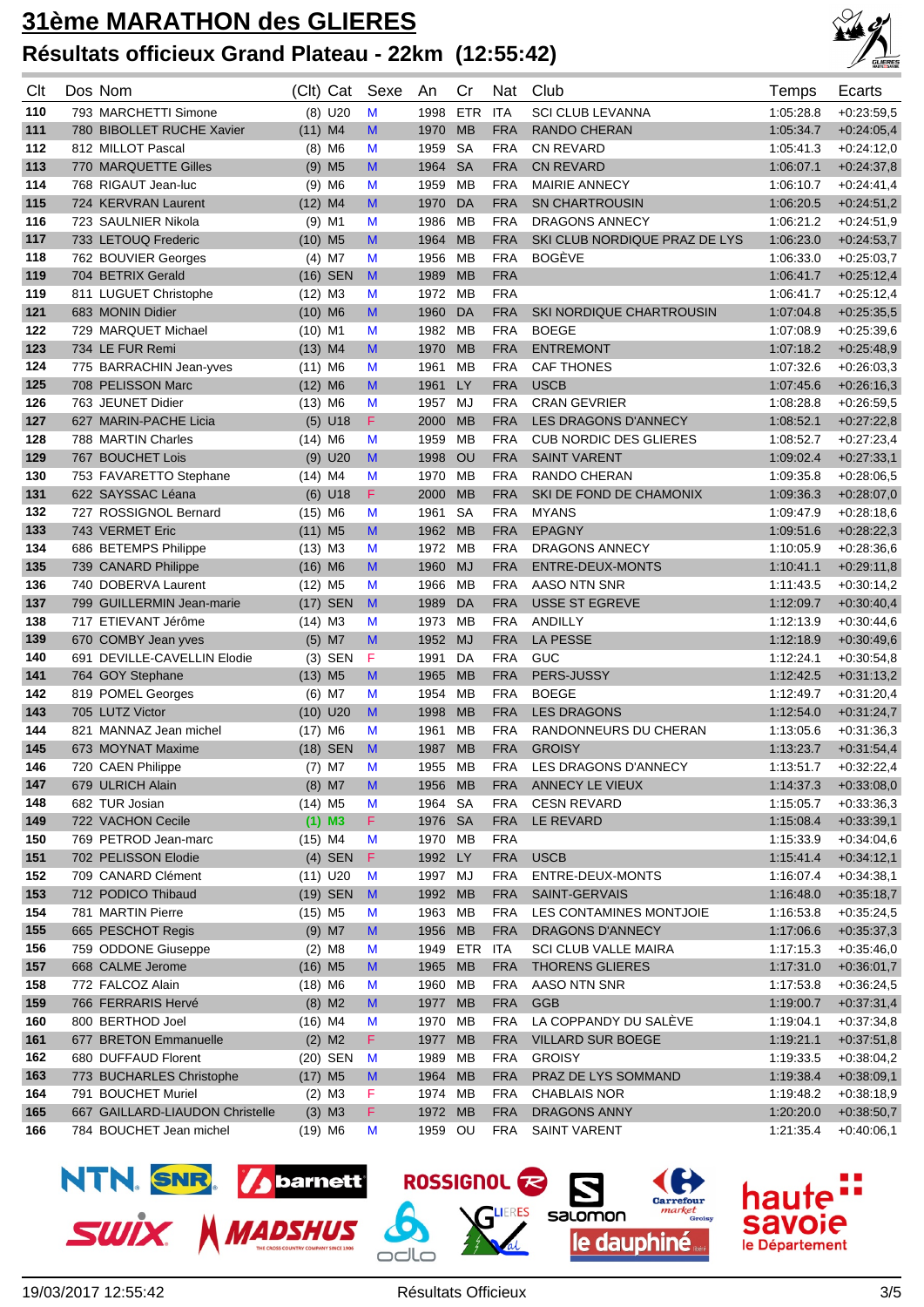# 31ème MARATHON des GLIERES

## Résultats officieux Grand Plateau - 22km (12:55:42)

| Clt | Dos | Nom | (Clt) | Cat | Sexe | An | Cr | Nat | Club | Temps | Ecarts |
|---|---|---|---|---|---|---|---|---|---|---|---|
| 110 | 793 | MARCHETTI Simone | (8) | U20 | M | 1998 | ETR | ITA | SCI CLUB LEVANNA | 1:05:28.8 | +0:23:59,5 |
| 111 | 780 | BIBOLLET RUCHE Xavier | (11) | M4 | M | 1970 | MB | FRA | RANDO CHERAN | 1:05:34.7 | +0:24:05,4 |
| 112 | 812 | MILLOT Pascal | (8) | M6 | M | 1959 | SA | FRA | CN REVARD | 1:05:41.3 | +0:24:12,0 |
| 113 | 770 | MARQUETTE Gilles | (9) | M5 | M | 1964 | SA | FRA | CN REVARD | 1:06:07.1 | +0:24:37,8 |
| 114 | 768 | RIGAUT Jean-luc | (9) | M6 | M | 1959 | MB | FRA | MAIRIE ANNECY | 1:06:10.7 | +0:24:41,4 |
| 115 | 724 | KERVRAN Laurent | (12) | M4 | M | 1970 | DA | FRA | SN CHARTROUSIN | 1:06:20.5 | +0:24:51,2 |
| 116 | 723 | SAULNIER Nikola | (9) | M1 | M | 1986 | MB | FRA | DRAGONS ANNECY | 1:06:21.2 | +0:24:51,9 |
| 117 | 733 | LETOUQ Frederic | (10) | M5 | M | 1964 | MB | FRA | SKI CLUB NORDIQUE PRAZ DE LYS | 1:06:23.0 | +0:24:53,7 |
| 118 | 762 | BOUVIER Georges | (4) | M7 | M | 1956 | MB | FRA | BOGÈVE | 1:06:33.0 | +0:25:03,7 |
| 119 | 704 | BETRIX Gerald | (16) | SEN | M | 1989 | MB | FRA | | 1:06:41.7 | +0:25:12,4 |
| 119 | 811 | LUGUET Christophe | (12) | M3 | M | 1972 | MB | FRA | | 1:06:41.7 | +0:25:12,4 |
| 121 | 683 | MONIN Didier | (10) | M6 | M | 1960 | DA | FRA | SKI NORDIQUE CHARTROUSIN | 1:07:04.8 | +0:25:35,5 |
| 122 | 729 | MARQUET Michael | (10) | M1 | M | 1982 | MB | FRA | BOEGE | 1:07:08.9 | +0:25:39,6 |
| 123 | 734 | LE FUR Remi | (13) | M4 | M | 1970 | MB | FRA | ENTREMONT | 1:07:18.2 | +0:25:48,9 |
| 124 | 775 | BARRACHIN Jean-yves | (11) | M6 | M | 1961 | MB | FRA | CAF THONES | 1:07:32.6 | +0:26:03,3 |
| 125 | 708 | PELISSON Marc | (12) | M6 | M | 1961 | LY | FRA | USCB | 1:07:45.6 | +0:26:16,3 |
| 126 | 763 | JEUNET Didier | (13) | M6 | M | 1957 | MJ | FRA | CRAN GEVRIER | 1:08:28.8 | +0:26:59,5 |
| 127 | 627 | MARIN-PACHE Licia | (5) | U18 | F | 2000 | MB | FRA | LES DRAGONS D'ANNECY | 1:08:52.1 | +0:27:22,8 |
| 128 | 788 | MARTIN Charles | (14) | M6 | M | 1959 | MB | FRA | CUB NORDIC DES GLIERES | 1:08:52.7 | +0:27:23,4 |
| 129 | 767 | BOUCHET Lois | (9) | U20 | M | 1998 | OU | FRA | SAINT VARENT | 1:09:02.4 | +0:27:33,1 |
| 130 | 753 | FAVARETTO Stephane | (14) | M4 | M | 1970 | MB | FRA | RANDO CHERAN | 1:09:35.8 | +0:28:06,5 |
| 131 | 622 | SAYSSAC Léana | (6) | U18 | F | 2000 | MB | FRA | SKI DE FOND DE CHAMONIX | 1:09:36.3 | +0:28:07,0 |
| 132 | 727 | ROSSIGNOL Bernard | (15) | M6 | M | 1961 | SA | FRA | MYANS | 1:09:47.9 | +0:28:18,6 |
| 133 | 743 | VERMET Eric | (11) | M5 | M | 1962 | MB | FRA | EPAGNY | 1:09:51.6 | +0:28:22,3 |
| 134 | 686 | BETEMPS Philippe | (13) | M3 | M | 1972 | MB | FRA | DRAGONS ANNECY | 1:10:05.9 | +0:28:36,6 |
| 135 | 739 | CANARD Philippe | (16) | M6 | M | 1960 | MJ | FRA | ENTRE-DEUX-MONTS | 1:10:41.1 | +0:29:11,8 |
| 136 | 740 | DOBERVA Laurent | (12) | M5 | M | 1966 | MB | FRA | AASO NTN SNR | 1:11:43.5 | +0:30:14,2 |
| 137 | 799 | GUILLERMIN Jean-marie | (17) | SEN | M | 1989 | DA | FRA | USSE ST EGREVE | 1:12:09.7 | +0:30:40,4 |
| 138 | 717 | ETIEVANT Jérôme | (14) | M3 | M | 1973 | MB | FRA | ANDILLY | 1:12:13.9 | +0:30:44,6 |
| 139 | 670 | COMBY Jean yves | (5) | M7 | M | 1952 | MJ | FRA | LA PESSE | 1:12:18.9 | +0:30:49,6 |
| 140 | 691 | DEVILLE-CAVELLIN Elodie | (3) | SEN | F | 1991 | DA | FRA | GUC | 1:12:24.1 | +0:30:54,8 |
| 141 | 764 | GOY Stephane | (13) | M5 | M | 1965 | MB | FRA | PERS-JUSSY | 1:12:42.5 | +0:31:13,2 |
| 142 | 819 | POMEL Georges | (6) | M7 | M | 1954 | MB | FRA | BOEGE | 1:12:49.7 | +0:31:20,4 |
| 143 | 705 | LUTZ Victor | (10) | U20 | M | 1998 | MB | FRA | LES DRAGONS | 1:12:54.0 | +0:31:24,7 |
| 144 | 821 | MANNAZ Jean michel | (17) | M6 | M | 1961 | MB | FRA | RANDONNEURS DU CHERAN | 1:13:05.6 | +0:31:36,3 |
| 145 | 673 | MOYNAT Maxime | (18) | SEN | M | 1987 | MB | FRA | GROISY | 1:13:23.7 | +0:31:54,4 |
| 146 | 720 | CAEN Philippe | (7) | M7 | M | 1955 | MB | FRA | LES DRAGONS D'ANNECY | 1:13:51.7 | +0:32:22,4 |
| 147 | 679 | ULRICH Alain | (8) | M7 | M | 1956 | MB | FRA | ANNECY LE VIEUX | 1:14:37.3 | +0:33:08,0 |
| 148 | 682 | TUR Josian | (14) | M5 | M | 1964 | SA | FRA | CESN REVARD | 1:15:05.7 | +0:33:36,3 |
| 149 | 722 | VACHON Cecile | (1) | M3 | F | 1976 | SA | FRA | LE REVARD | 1:15:08.4 | +0:33:39,1 |
| 150 | 769 | PETROD Jean-marc | (15) | M4 | M | 1970 | MB | FRA | | 1:15:33.9 | +0:34:04,6 |
| 151 | 702 | PELISSON Elodie | (4) | SEN | F | 1992 | LY | FRA | USCB | 1:15:41.4 | +0:34:12,1 |
| 152 | 709 | CANARD Clément | (11) | U20 | M | 1997 | MJ | FRA | ENTRE-DEUX-MONTS | 1:16:07.4 | +0:34:38,1 |
| 153 | 712 | PODICO Thibaud | (19) | SEN | M | 1992 | MB | FRA | SAINT-GERVAIS | 1:16:48.0 | +0:35:18,7 |
| 154 | 781 | MARTIN Pierre | (15) | M5 | M | 1963 | MB | FRA | LES CONTAMINES MONTJOIE | 1:16:53.8 | +0:35:24,5 |
| 155 | 665 | PESCHOT Regis | (9) | M7 | M | 1956 | MB | FRA | DRAGONS D'ANNECY | 1:17:06.6 | +0:35:37,3 |
| 156 | 759 | ODDONE Giuseppe | (2) | M8 | M | 1949 | ETR | ITA | SCI CLUB VALLE MAIRA | 1:17:15.3 | +0:35:46,0 |
| 157 | 668 | CALME Jerome | (16) | M5 | M | 1965 | MB | FRA | THORENS GLIERES | 1:17:31.0 | +0:36:01,7 |
| 158 | 772 | FALCOZ Alain | (18) | M6 | M | 1960 | MB | FRA | AASO NTN SNR | 1:17:53.8 | +0:36:24,5 |
| 159 | 766 | FERRARIS Hervé | (8) | M2 | M | 1977 | MB | FRA | GGB | 1:19:00.7 | +0:37:31,4 |
| 160 | 800 | BERTHOD Joel | (16) | M4 | M | 1970 | MB | FRA | LA COPPANDY DU SALÈVE | 1:19:04.1 | +0:37:34,8 |
| 161 | 677 | BRETON Emmanuelle | (2) | M2 | F | 1977 | MB | FRA | VILLARD SUR BOEGE | 1:19:21.1 | +0:37:51,8 |
| 162 | 680 | DUFFAUD Florent | (20) | SEN | M | 1989 | MB | FRA | GROISY | 1:19:33.5 | +0:38:04,2 |
| 163 | 773 | BUCHARLES Christophe | (17) | M5 | M | 1964 | MB | FRA | PRAZ DE LYS SOMMAND | 1:19:38.4 | +0:38:09,1 |
| 164 | 791 | BOUCHET Muriel | (2) | M3 | F | 1974 | MB | FRA | CHABLAIS NOR | 1:19:48.2 | +0:38:18,9 |
| 165 | 667 | GAILLARD-LIAUDON Christelle | (3) | M3 | F | 1972 | MB | FRA | DRAGONS ANNY | 1:20:20.0 | +0:38:50,7 |
| 166 | 784 | BOUCHET Jean michel | (19) | M6 | M | 1959 | OU | FRA | SAINT VARENT | 1:21:35.4 | +0:40:06,1 |

19/03/2017 12:55:42 — Résultats Officieux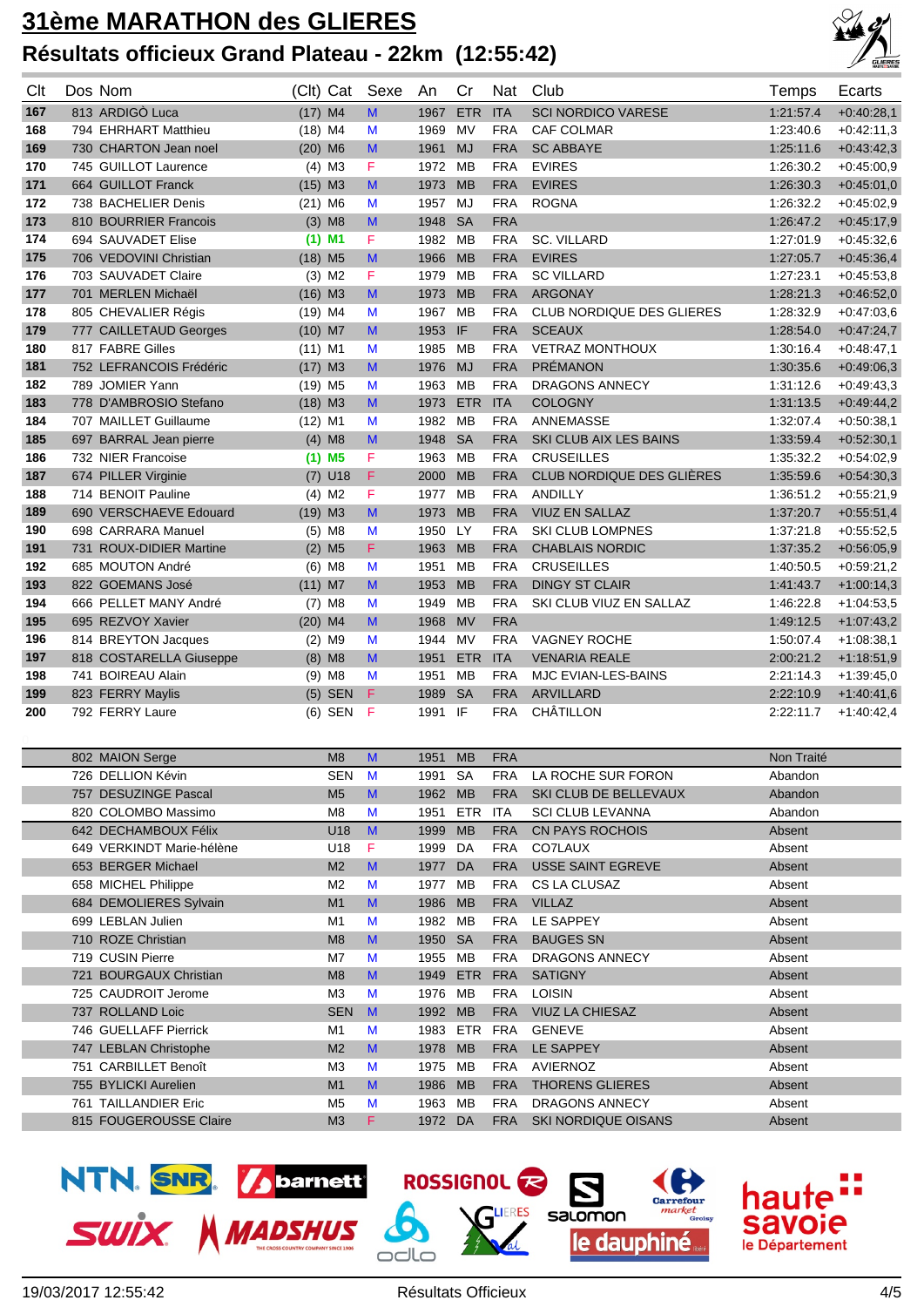# 31ème MARATHON des GLIERES

## Résultats officieux Grand Plateau - 22km (12:55:42)

| Clt | Dos | Nom | (Clt) | Cat | Sexe | An | Cr | Nat | Club | Temps | Ecarts |
|---|---|---|---|---|---|---|---|---|---|---|---|
| 167 | 813 | ARDIGÒ Luca | (17) | M4 | M | 1967 | ETR | ITA | SCI NORDICO VARESE | 1:21:57.4 | +0:40:28,1 |
| 168 | 794 | EHRHART Matthieu | (18) | M4 | M | 1969 | MV | FRA | CAF COLMAR | 1:23:40.6 | +0:42:11,3 |
| 169 | 730 | CHARTON Jean noel | (20) | M6 | M | 1961 | MJ | FRA | SC ABBAYE | 1:25:11.6 | +0:43:42,3 |
| 170 | 745 | GUILLOT Laurence | (4) | M3 | F | 1972 | MB | FRA | EVIRES | 1:26:30.2 | +0:45:00,9 |
| 171 | 664 | GUILLOT Franck | (15) | M3 | M | 1973 | MB | FRA | EVIRES | 1:26:30.3 | +0:45:01,0 |
| 172 | 738 | BACHELIER Denis | (21) | M6 | M | 1957 | MJ | FRA | ROGNA | 1:26:32.2 | +0:45:02,9 |
| 173 | 810 | BOURRIER Francois | (3) | M8 | M | 1948 | SA | FRA | | 1:26:47.2 | +0:45:17,9 |
| 174 | 694 | SAUVADET Elise | (1) | M1 | F | 1982 | MB | FRA | SC. VILLARD | 1:27:01.9 | +0:45:32,6 |
| 175 | 706 | VEDOVINI Christian | (18) | M5 | M | 1966 | MB | FRA | EVIRES | 1:27:05.7 | +0:45:36,4 |
| 176 | 703 | SAUVADET Claire | (3) | M2 | F | 1979 | MB | FRA | SC VILLARD | 1:27:23.1 | +0:45:53,8 |
| 177 | 701 | MERLEN Michaël | (16) | M3 | M | 1973 | MB | FRA | ARGONAY | 1:28:21.3 | +0:46:52,0 |
| 178 | 805 | CHEVALIER Régis | (19) | M4 | M | 1967 | MB | FRA | CLUB NORDIQUE DES GLIERES | 1:28:32.9 | +0:47:03,6 |
| 179 | 777 | CAILLETAUD Georges | (10) | M7 | M | 1953 | IF | FRA | SCEAUX | 1:28:54.0 | +0:47:24,7 |
| 180 | 817 | FABRE Gilles | (11) | M1 | M | 1985 | MB | FRA | VETRAZ MONTHOUX | 1:30:16.4 | +0:48:47,1 |
| 181 | 752 | LEFRANCOIS Frédéric | (17) | M3 | M | 1976 | MJ | FRA | PRÉMANON | 1:30:35.6 | +0:49:06,3 |
| 182 | 789 | JOMIER Yann | (19) | M5 | M | 1963 | MB | FRA | DRAGONS ANNECY | 1:31:12.6 | +0:49:43,3 |
| 183 | 778 | D'AMBROSIO Stefano | (18) | M3 | M | 1973 | ETR | ITA | COLOGNY | 1:31:13.5 | +0:49:44,2 |
| 184 | 707 | MAILLET Guillaume | (12) | M1 | M | 1982 | MB | FRA | ANNEMASSE | 1:32:07.4 | +0:50:38,1 |
| 185 | 697 | BARRAL Jean pierre | (4) | M8 | M | 1948 | SA | FRA | SKI CLUB AIX LES BAINS | 1:33:59.4 | +0:52:30,1 |
| 186 | 732 | NIER Francoise | (1) | M5 | F | 1963 | MB | FRA | CRUSEILLES | 1:35:32.2 | +0:54:02,9 |
| 187 | 674 | PILLER Virginie | (7) | U18 | F | 2000 | MB | FRA | CLUB NORDIQUE DES GLIÈRES | 1:35:59.6 | +0:54:30,3 |
| 188 | 714 | BENOIT Pauline | (4) | M2 | F | 1977 | MB | FRA | ANDILLY | 1:36:51.2 | +0:55:21,9 |
| 189 | 690 | VERSCHAEVE Edouard | (19) | M3 | M | 1973 | MB | FRA | VIUZ EN SALLAZ | 1:37:20.7 | +0:55:51,4 |
| 190 | 698 | CARRARA Manuel | (5) | M8 | M | 1950 | LY | FRA | SKI CLUB LOMPNES | 1:37:21.8 | +0:55:52,5 |
| 191 | 731 | ROUX-DIDIER Martine | (2) | M5 | F | 1963 | MB | FRA | CHABLAIS NORDIC | 1:37:35.2 | +0:56:05,9 |
| 192 | 685 | MOUTON André | (6) | M8 | M | 1951 | MB | FRA | CRUSEILLES | 1:40:50.5 | +0:59:21,2 |
| 193 | 822 | GOEMANS José | (11) | M7 | M | 1953 | MB | FRA | DINGY ST CLAIR | 1:41:43.7 | +1:00:14,3 |
| 194 | 666 | PELLET MANY André | (7) | M8 | M | 1949 | MB | FRA | SKI CLUB VIUZ EN SALLAZ | 1:46:22.8 | +1:04:53,5 |
| 195 | 695 | REZVOY Xavier | (20) | M4 | M | 1968 | MV | FRA | | 1:49:12.5 | +1:07:43,2 |
| 196 | 814 | BREYTON Jacques | (2) | M9 | M | 1944 | MV | FRA | VAGNEY ROCHE | 1:50:07.4 | +1:08:38,1 |
| 197 | 818 | COSTARELLA Giuseppe | (8) | M8 | M | 1951 | ETR | ITA | VENARIA REALE | 2:00:21.2 | +1:18:51,9 |
| 198 | 741 | BOIREAU Alain | (9) | M8 | M | 1951 | MB | FRA | MJC EVIAN-LES-BAINS | 2:21:14.3 | +1:39:45,0 |
| 199 | 823 | FERRY Maylis | (5) | SEN | F | 1989 | SA | FRA | ARVILLARD | 2:22:10.9 | +1:40:41,6 |
| 200 | 792 | FERRY Laure | (6) | SEN | F | 1991 | IF | FRA | CHÂTILLON | 2:22:11.7 | +1:40:42,4 |
| | 802 | MAION Serge | | M8 | M | 1951 | MB | FRA | | Non Traité | |
| | 726 | DELLION Kévin | | SEN | M | 1991 | SA | FRA | LA ROCHE SUR FORON | Abandon | |
| | 757 | DESUZINGE Pascal | | M5 | M | 1962 | MB | FRA | SKI CLUB DE BELLEVAUX | Abandon | |
| | 820 | COLOMBO Massimo | | M8 | M | 1951 | ETR | ITA | SCI CLUB LEVANNA | Abandon | |
| | 642 | DECHAMBOUX Félix | | U18 | M | 1999 | MB | FRA | CN PAYS ROCHOIS | Absent | |
| | 649 | VERKINDT Marie-hélène | | U18 | F | 1999 | DA | FRA | CO7LAUX | Absent | |
| | 653 | BERGER Michael | | M2 | M | 1977 | DA | FRA | USSE SAINT EGREVE | Absent | |
| | 658 | MICHEL Philippe | | M2 | M | 1977 | MB | FRA | CS LA CLUSAZ | Absent | |
| | 684 | DEMOLIERES Sylvain | | M1 | M | 1986 | MB | FRA | VILLAZ | Absent | |
| | 699 | LEBLAN Julien | | M1 | M | 1982 | MB | FRA | LE SAPPEY | Absent | |
| | 710 | ROZE Christian | | M8 | M | 1950 | SA | FRA | BAUGES SN | Absent | |
| | 719 | CUSIN Pierre | | M7 | M | 1955 | MB | FRA | DRAGONS ANNECY | Absent | |
| | 721 | BOURGAUX Christian | | M8 | M | 1949 | ETR | FRA | SATIGNY | Absent | |
| | 725 | CAUDROIT Jerome | | M3 | M | 1976 | MB | FRA | LOISIN | Absent | |
| | 737 | ROLLAND Loic | | SEN | M | 1992 | MB | FRA | VIUZ LA CHIESAZ | Absent | |
| | 746 | GUELLAFF Pierrick | | M1 | M | 1983 | ETR | FRA | GENEVE | Absent | |
| | 747 | LEBLAN Christophe | | M2 | M | 1978 | MB | FRA | LE SAPPEY | Absent | |
| | 751 | CARBILLET Benoît | | M3 | M | 1975 | MB | FRA | AVIERNOZ | Absent | |
| | 755 | BYLICKI Aurelien | | M1 | M | 1986 | MB | FRA | THORENS GLIERES | Absent | |
| | 761 | TAILLANDIER Eric | | M5 | M | 1963 | MB | FRA | DRAGONS ANNECY | Absent | |
| | 815 | FOUGEROUSSE Claire | | M3 | F | 1972 | DA | FRA | SKI NORDIQUE OISANS | Absent | |

19/03/2017 12:55:42 — Résultats Officieux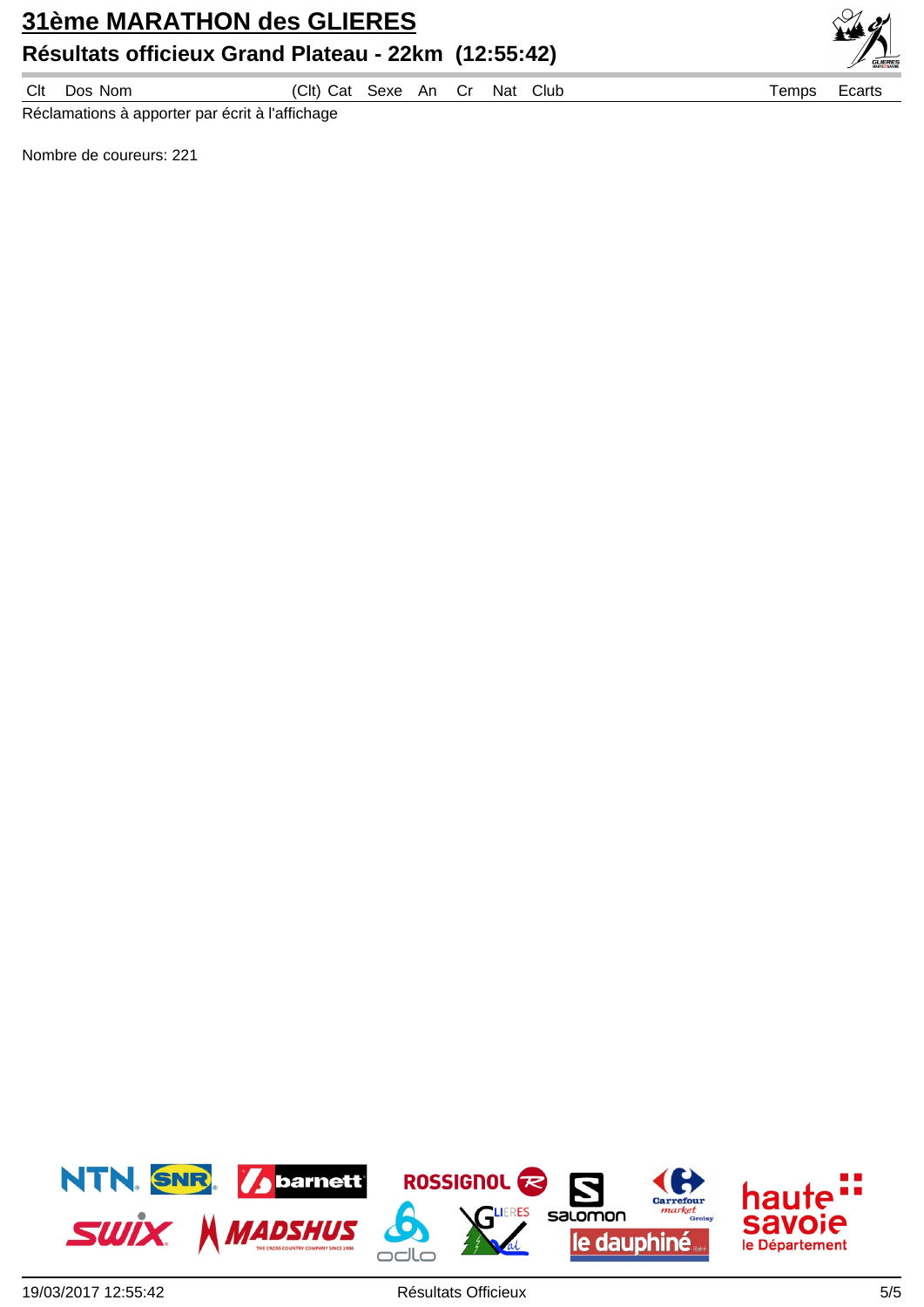# 31ème MARATHON des GLIERES

## Résultats officieux Grand Plateau - 22km (12:55:42)

| Clt | Dos | Nom | (Clt) Cat | Sexe | An | Cr | Nat | Club | Temps | Ecarts |
|---|---|---|---|---|---|---|---|---|---|---|

Réclamations à apporter par écrit à l'affichage

Nombre de coureurs: 221